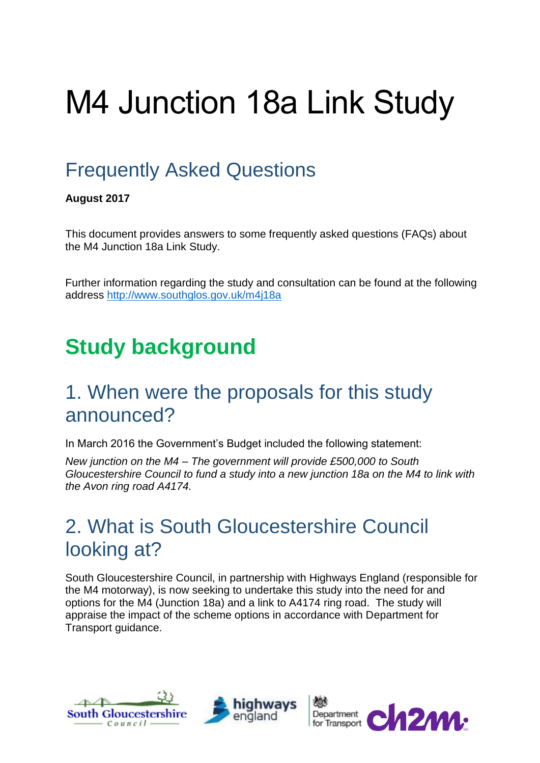# M4 Junction 18a Link Study

## Frequently Asked Questions

**August 2017**

This document provides answers to some frequently asked questions (FAQs) about the M4 Junction 18a Link Study.

Further information regarding the study and consultation can be found at the following address http://www.southglos.gov.uk/m4j18a

# Study background

## 1. When were the proposals for this study announced?

In March 2016 the Government's Budget included the following statement:

*New junction on the M4 – The government will provide £500,000 to South Gloucestershire Council to fund a study into a new junction 18a on the M4 to link with the Avon ring road A4174.*

## 2. What is South Gloucestershire Council looking at?

South Gloucestershire Council, in partnership with Highways England (responsible for the M4 motorway), is now seeking to undertake this study into the need for and options for the M4 (Junction 18a) and a link to A4174 ring road. The study will appraise the impact of the scheme options in accordance with Department for Transport guidance.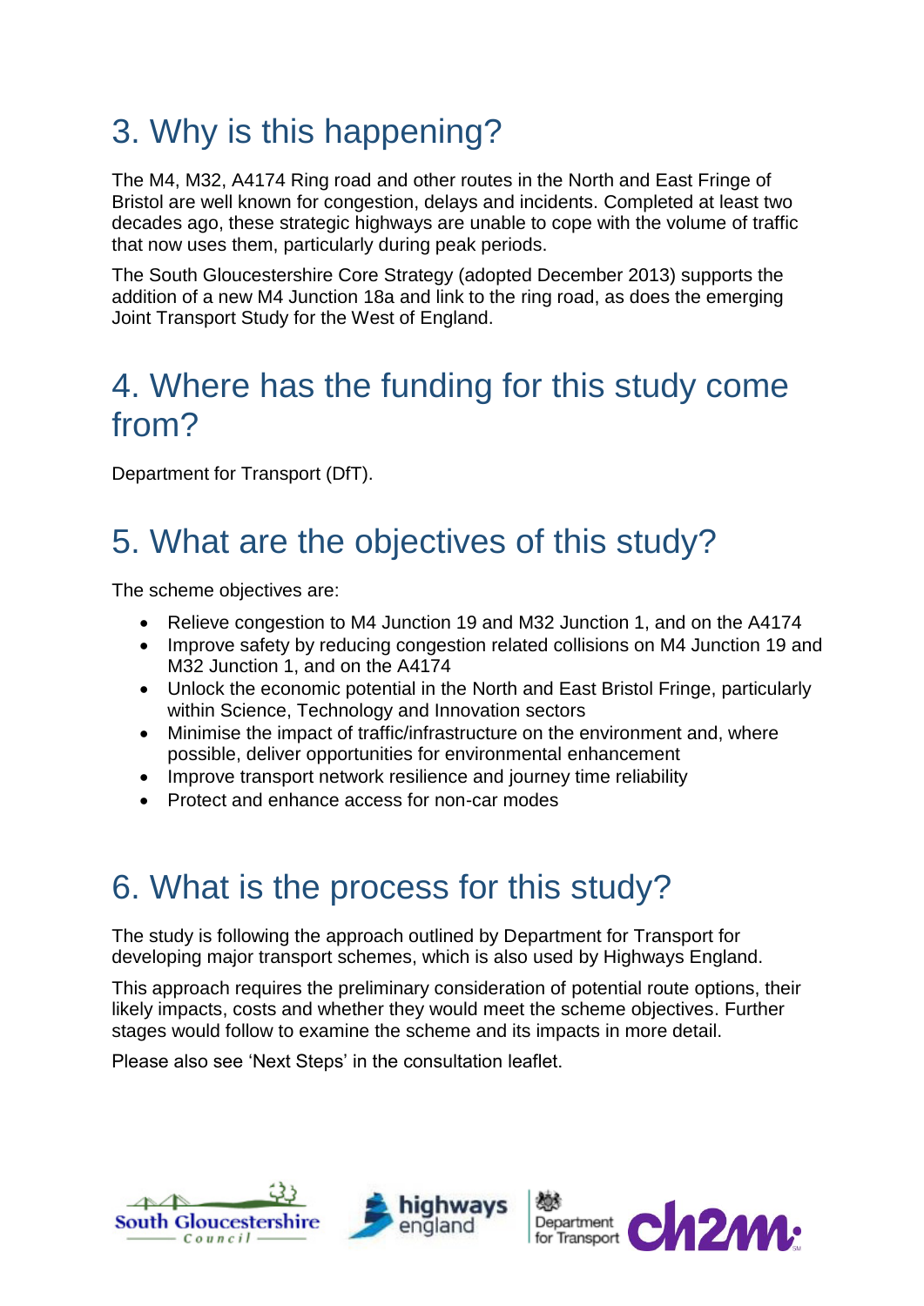## 3. Why is this happening?

The M4, M32, A4174 Ring road and other routes in the North and East Fringe of Bristol are well known for congestion, delays and incidents. Completed at least two decades ago, these strategic highways are unable to cope with the volume of traffic that now uses them, particularly during peak periods.

The South Gloucestershire Core Strategy (adopted December 2013) supports the addition of a new M4 Junction 18a and link to the ring road, as does the emerging Joint Transport Study for the West of England.

## 4. Where has the funding for this study come from?

Department for Transport (DfT).

## 5. What are the objectives of this study?

The scheme objectives are:

- Relieve congestion to M4 Junction 19 and M32 Junction 1, and on the A4174
- Improve safety by reducing congestion related collisions on M4 Junction 19 and M32 Junction 1, and on the A4174
- Unlock the economic potential in the North and East Bristol Fringe, particularly within Science, Technology and Innovation sectors
- Minimise the impact of traffic/infrastructure on the environment and, where possible, deliver opportunities for environmental enhancement
- Improve transport network resilience and journey time reliability
- Protect and enhance access for non-car modes

## 6. What is the process for this study?

The study is following the approach outlined by Department for Transport for developing major transport schemes, which is also used by Highways England.

This approach requires the preliminary consideration of potential route options, their likely impacts, costs and whether they would meet the scheme objectives. Further stages would follow to examine the scheme and its impacts in more detail.

Please also see 'Next Steps' in the consultation leaflet.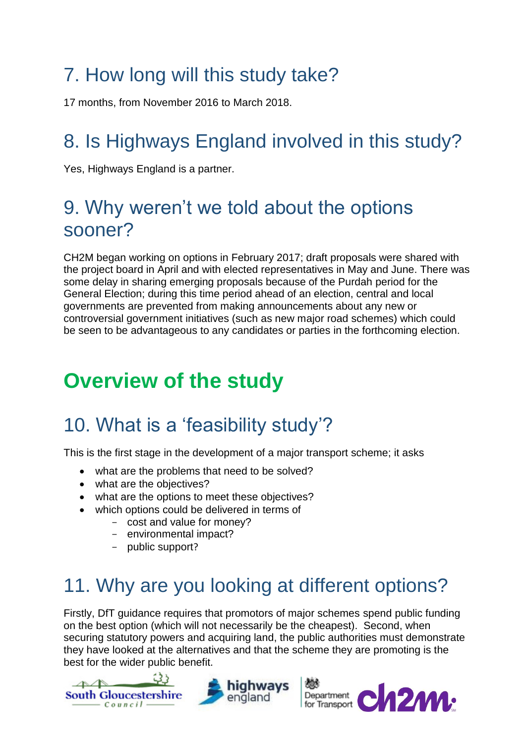## 7. How long will this study take?

17 months, from November 2016 to March 2018.

## 8. Is Highways England involved in this study?

Yes, Highways England is a partner.

## 9. Why weren't we told about the options sooner?

CH2M began working on options in February 2017; draft proposals were shared with the project board in April and with elected representatives in May and June. There was some delay in sharing emerging proposals because of the Purdah period for the General Election; during this time period ahead of an election, central and local governments are prevented from making announcements about any new or controversial government initiatives (such as new major road schemes) which could be seen to be advantageous to any candidates or parties in the forthcoming election.

# Overview of the study

## 10. What is a 'feasibility study'?

This is the first stage in the development of a major transport scheme; it asks

- what are the problems that need to be solved?
- what are the objectives?
- what are the options to meet these objectives?
- which options could be delivered in terms of
  - cost and value for money?
  - environmental impact?
  - public support?

## 11. Why are you looking at different options?

Firstly, DfT guidance requires that promotors of major schemes spend public funding on the best option (which will not necessarily be the cheapest). Second, when securing statutory powers and acquiring land, the public authorities must demonstrate they have looked at the alternatives and that the scheme they are promoting is the best for the wider public benefit.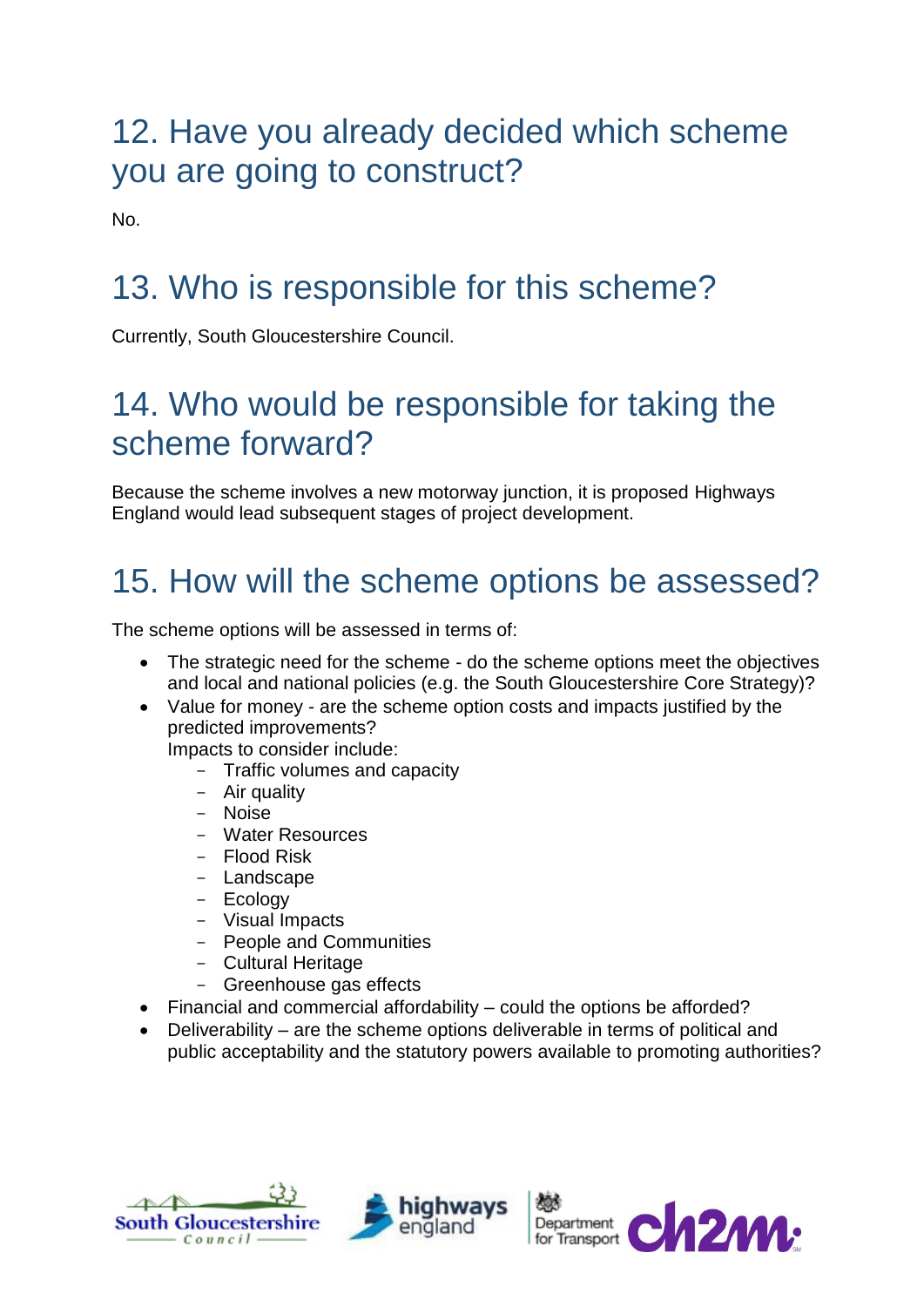## 12. Have you already decided which scheme you are going to construct?

No.

## 13. Who is responsible for this scheme?

Currently, South Gloucestershire Council.

## 14. Who would be responsible for taking the scheme forward?

Because the scheme involves a new motorway junction, it is proposed Highways England would lead subsequent stages of project development.

## 15. How will the scheme options be assessed?

The scheme options will be assessed in terms of:

- The strategic need for the scheme - do the scheme options meet the objectives and local and national policies (e.g. the South Gloucestershire Core Strategy)?
- Value for money - are the scheme option costs and impacts justified by the predicted improvements?
  Impacts to consider include:
  - Traffic volumes and capacity
  - Air quality
  - Noise
  - Water Resources
  - Flood Risk
  - Landscape
  - Ecology
  - Visual Impacts
  - People and Communities
  - Cultural Heritage
  - Greenhouse gas effects
- Financial and commercial affordability – could the options be afforded?
- Deliverability – are the scheme options deliverable in terms of political and public acceptability and the statutory powers available to promoting authorities?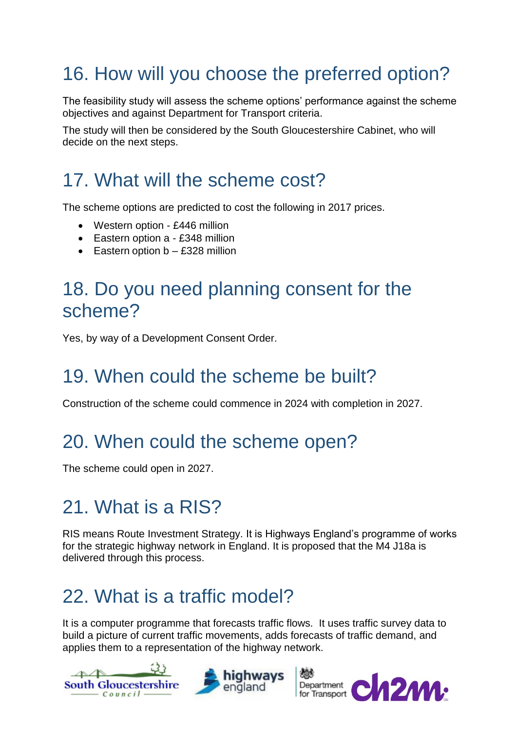## 16. How will you choose the preferred option?

The feasibility study will assess the scheme options' performance against the scheme objectives and against Department for Transport criteria.

The study will then be considered by the South Gloucestershire Cabinet, who will decide on the next steps.

## 17. What will the scheme cost?

The scheme options are predicted to cost the following in 2017 prices.

- Western option - £446 million
- Eastern option a - £348 million
- Eastern option b – £328 million

## 18. Do you need planning consent for the scheme?

Yes, by way of a Development Consent Order.

## 19. When could the scheme be built?

Construction of the scheme could commence in 2024 with completion in 2027.

## 20. When could the scheme open?

The scheme could open in 2027.

## 21. What is a RIS?

RIS means Route Investment Strategy. It is Highways England's programme of works for the strategic highway network in England. It is proposed that the M4 J18a is delivered through this process.

## 22. What is a traffic model?

It is a computer programme that forecasts traffic flows. It uses traffic survey data to build a picture of current traffic movements, adds forecasts of traffic demand, and applies them to a representation of the highway network.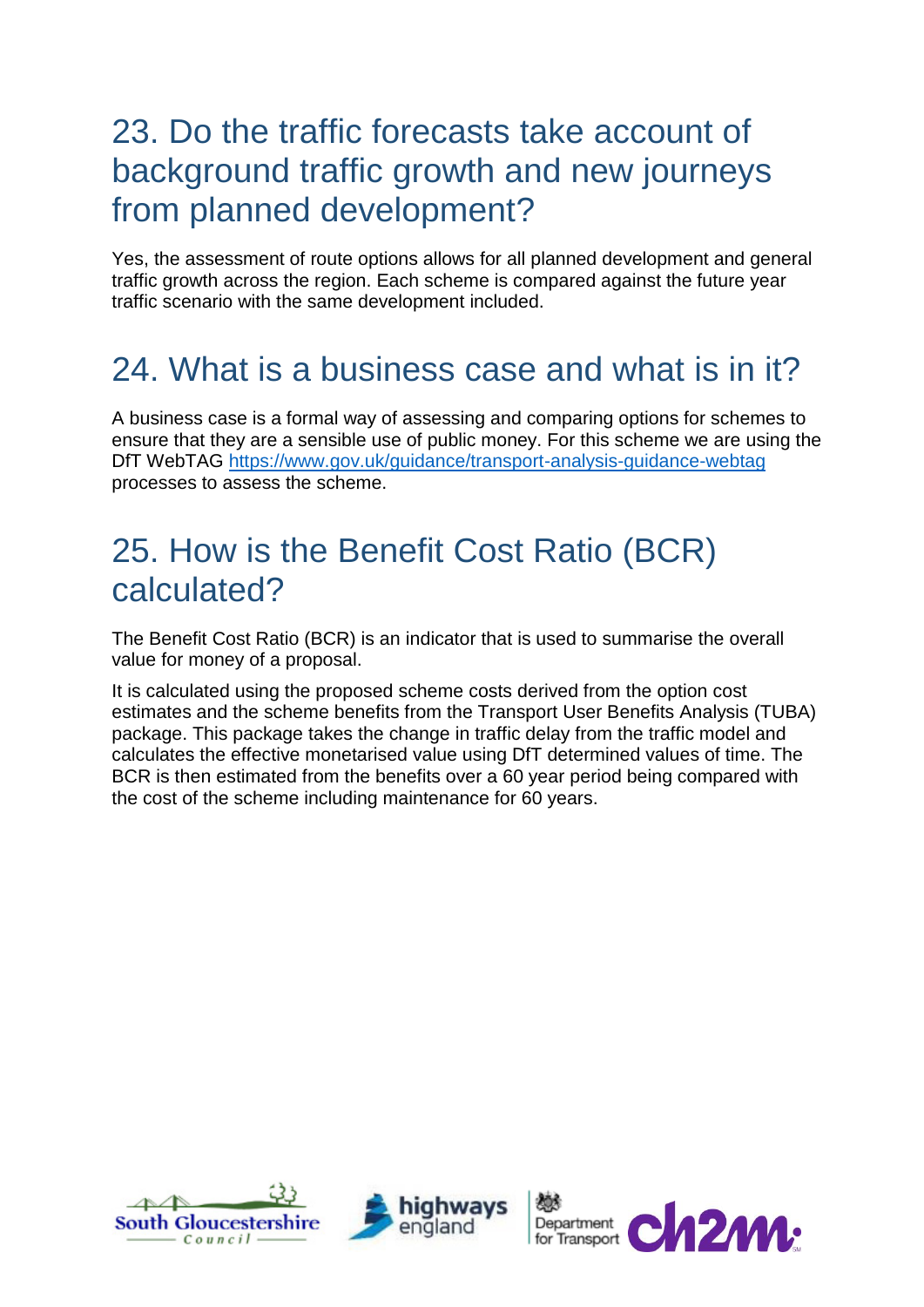## 23. Do the traffic forecasts take account of background traffic growth and new journeys from planned development?

Yes, the assessment of route options allows for all planned development and general traffic growth across the region. Each scheme is compared against the future year traffic scenario with the same development included.

## 24. What is a business case and what is in it?

A business case is a formal way of assessing and comparing options for schemes to ensure that they are a sensible use of public money. For this scheme we are using the DfT WebTAG https://www.gov.uk/guidance/transport-analysis-guidance-webtag processes to assess the scheme.

## 25. How is the Benefit Cost Ratio (BCR) calculated?

The Benefit Cost Ratio (BCR) is an indicator that is used to summarise the overall value for money of a proposal.

It is calculated using the proposed scheme costs derived from the option cost estimates and the scheme benefits from the Transport User Benefits Analysis (TUBA) package. This package takes the change in traffic delay from the traffic model and calculates the effective monetarised value using DfT determined values of time. The BCR is then estimated from the benefits over a 60 year period being compared with the cost of the scheme including maintenance for 60 years.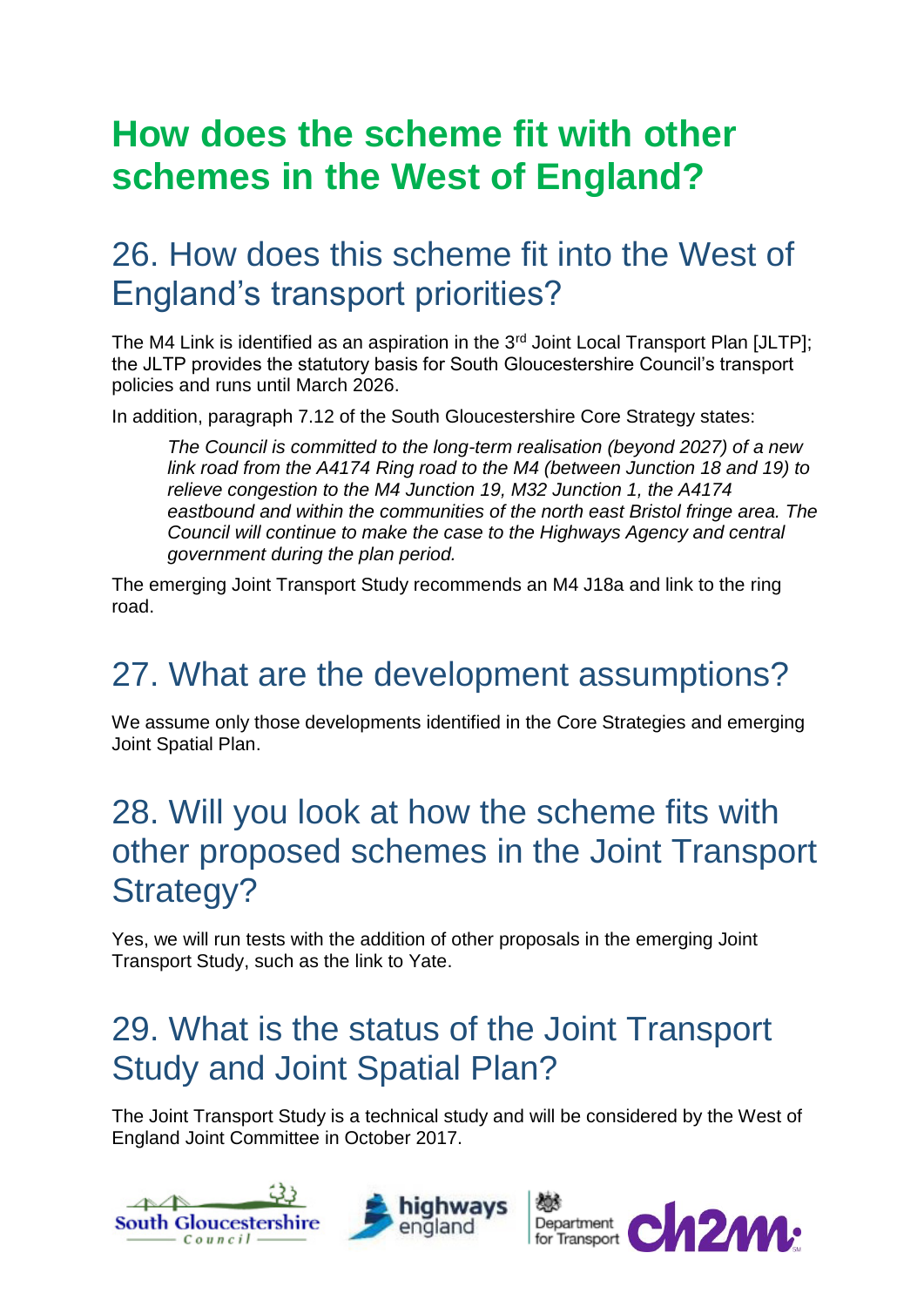# How does the scheme fit with other schemes in the West of England?

## 26. How does this scheme fit into the West of England's transport priorities?

The M4 Link is identified as an aspiration in the 3rd Joint Local Transport Plan [JLTP]; the JLTP provides the statutory basis for South Gloucestershire Council's transport policies and runs until March 2026.

In addition, paragraph 7.12 of the South Gloucestershire Core Strategy states:

> *The Council is committed to the long-term realisation (beyond 2027) of a new link road from the A4174 Ring road to the M4 (between Junction 18 and 19) to relieve congestion to the M4 Junction 19, M32 Junction 1, the A4174 eastbound and within the communities of the north east Bristol fringe area. The Council will continue to make the case to the Highways Agency and central government during the plan period.*

The emerging Joint Transport Study recommends an M4 J18a and link to the ring road.

## 27. What are the development assumptions?

We assume only those developments identified in the Core Strategies and emerging Joint Spatial Plan.

## 28. Will you look at how the scheme fits with other proposed schemes in the Joint Transport Strategy?

Yes, we will run tests with the addition of other proposals in the emerging Joint Transport Study, such as the link to Yate.

## 29. What is the status of the Joint Transport Study and Joint Spatial Plan?

The Joint Transport Study is a technical study and will be considered by the West of England Joint Committee in October 2017.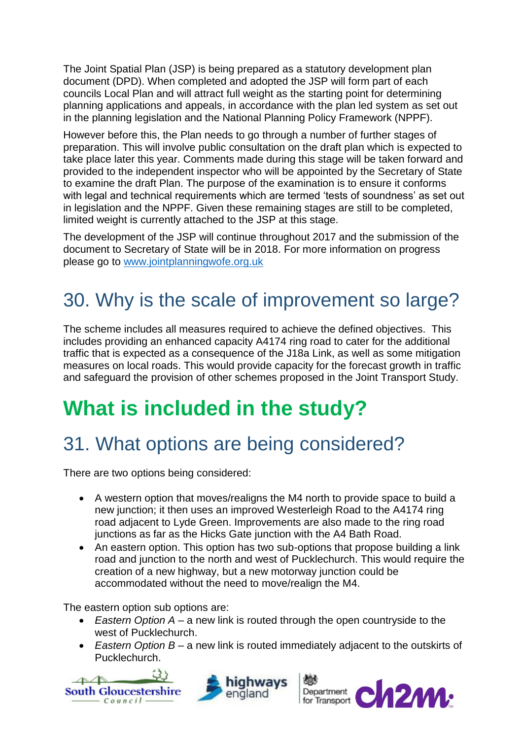The Joint Spatial Plan (JSP) is being prepared as a statutory development plan document (DPD). When completed and adopted the JSP will form part of each councils Local Plan and will attract full weight as the starting point for determining planning applications and appeals, in accordance with the plan led system as set out in the planning legislation and the National Planning Policy Framework (NPPF).

However before this, the Plan needs to go through a number of further stages of preparation. This will involve public consultation on the draft plan which is expected to take place later this year. Comments made during this stage will be taken forward and provided to the independent inspector who will be appointed by the Secretary of State to examine the draft Plan. The purpose of the examination is to ensure it conforms with legal and technical requirements which are termed 'tests of soundness' as set out in legislation and the NPPF. Given these remaining stages are still to be completed, limited weight is currently attached to the JSP at this stage.

The development of the JSP will continue throughout 2017 and the submission of the document to Secretary of State will be in 2018. For more information on progress please go to [www.jointplanningwofe.org.uk](http://www.jointplanningwofe.org.uk)

## 30. Why is the scale of improvement so large?

The scheme includes all measures required to achieve the defined objectives. This includes providing an enhanced capacity A4174 ring road to cater for the additional traffic that is expected as a consequence of the J18a Link, as well as some mitigation measures on local roads. This would provide capacity for the forecast growth in traffic and safeguard the provision of other schemes proposed in the Joint Transport Study.

# What is included in the study?

## 31. What options are being considered?

There are two options being considered:

- A western option that moves/realigns the M4 north to provide space to build a new junction; it then uses an improved Westerleigh Road to the A4174 ring road adjacent to Lyde Green. Improvements are also made to the ring road junctions as far as the Hicks Gate junction with the A4 Bath Road.
- An eastern option. This option has two sub-options that propose building a link road and junction to the north and west of Pucklechurch. This would require the creation of a new highway, but a new motorway junction could be accommodated without the need to move/realign the M4.

The eastern option sub options are:

- *Eastern Option A* – a new link is routed through the open countryside to the west of Pucklechurch.
- *Eastern Option B* – a new link is routed immediately adjacent to the outskirts of Pucklechurch.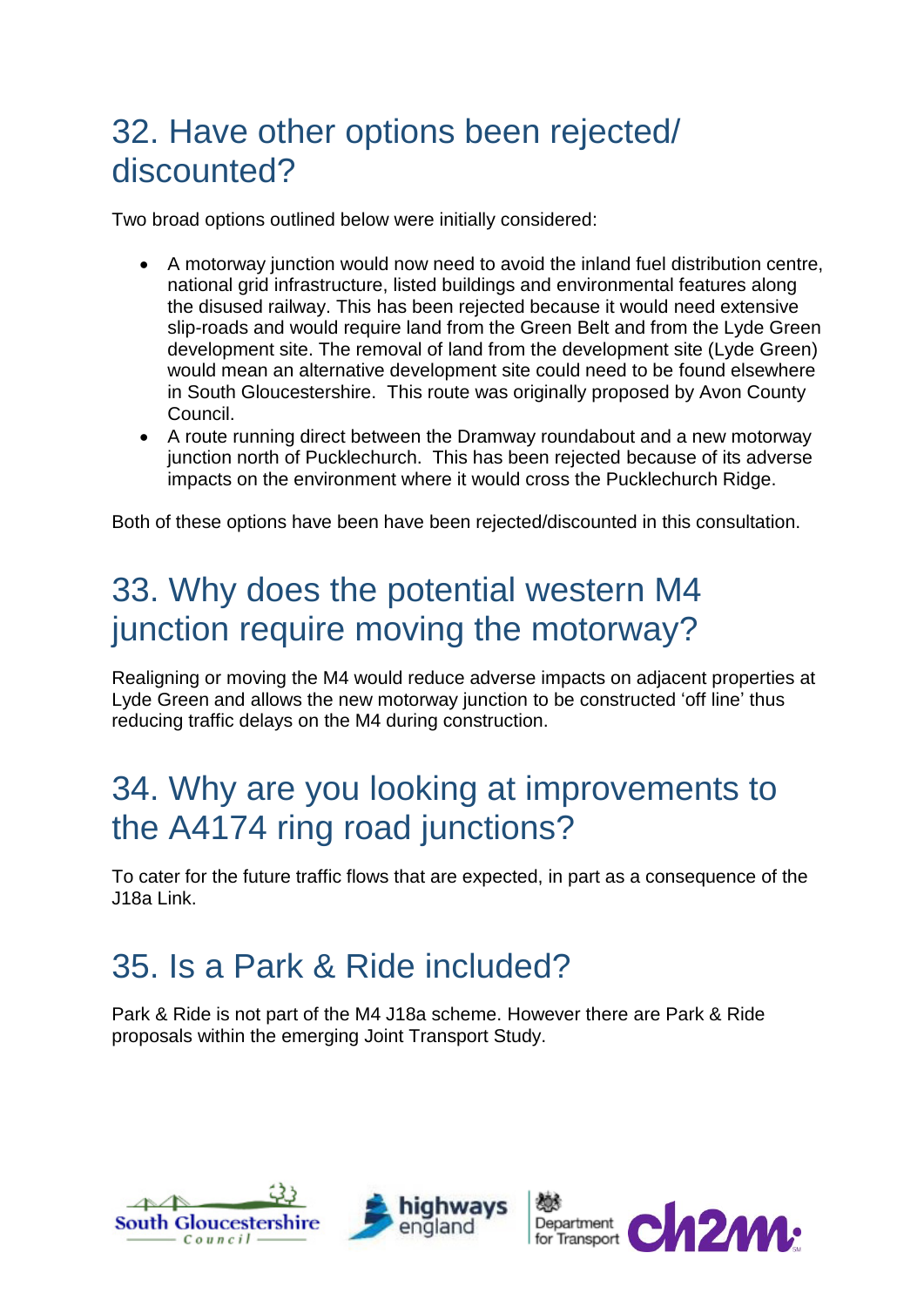## 32. Have other options been rejected/ discounted?

Two broad options outlined below were initially considered:

- A motorway junction would now need to avoid the inland fuel distribution centre, national grid infrastructure, listed buildings and environmental features along the disused railway. This has been rejected because it would need extensive slip-roads and would require land from the Green Belt and from the Lyde Green development site. The removal of land from the development site (Lyde Green) would mean an alternative development site could need to be found elsewhere in South Gloucestershire. This route was originally proposed by Avon County Council.
- A route running direct between the Dramway roundabout and a new motorway junction north of Pucklechurch. This has been rejected because of its adverse impacts on the environment where it would cross the Pucklechurch Ridge.

Both of these options have been have been rejected/discounted in this consultation.

## 33. Why does the potential western M4 junction require moving the motorway?

Realigning or moving the M4 would reduce adverse impacts on adjacent properties at Lyde Green and allows the new motorway junction to be constructed 'off line' thus reducing traffic delays on the M4 during construction.

## 34. Why are you looking at improvements to the A4174 ring road junctions?

To cater for the future traffic flows that are expected, in part as a consequence of the J18a Link.

## 35. Is a Park & Ride included?

Park & Ride is not part of the M4 J18a scheme. However there are Park & Ride proposals within the emerging Joint Transport Study.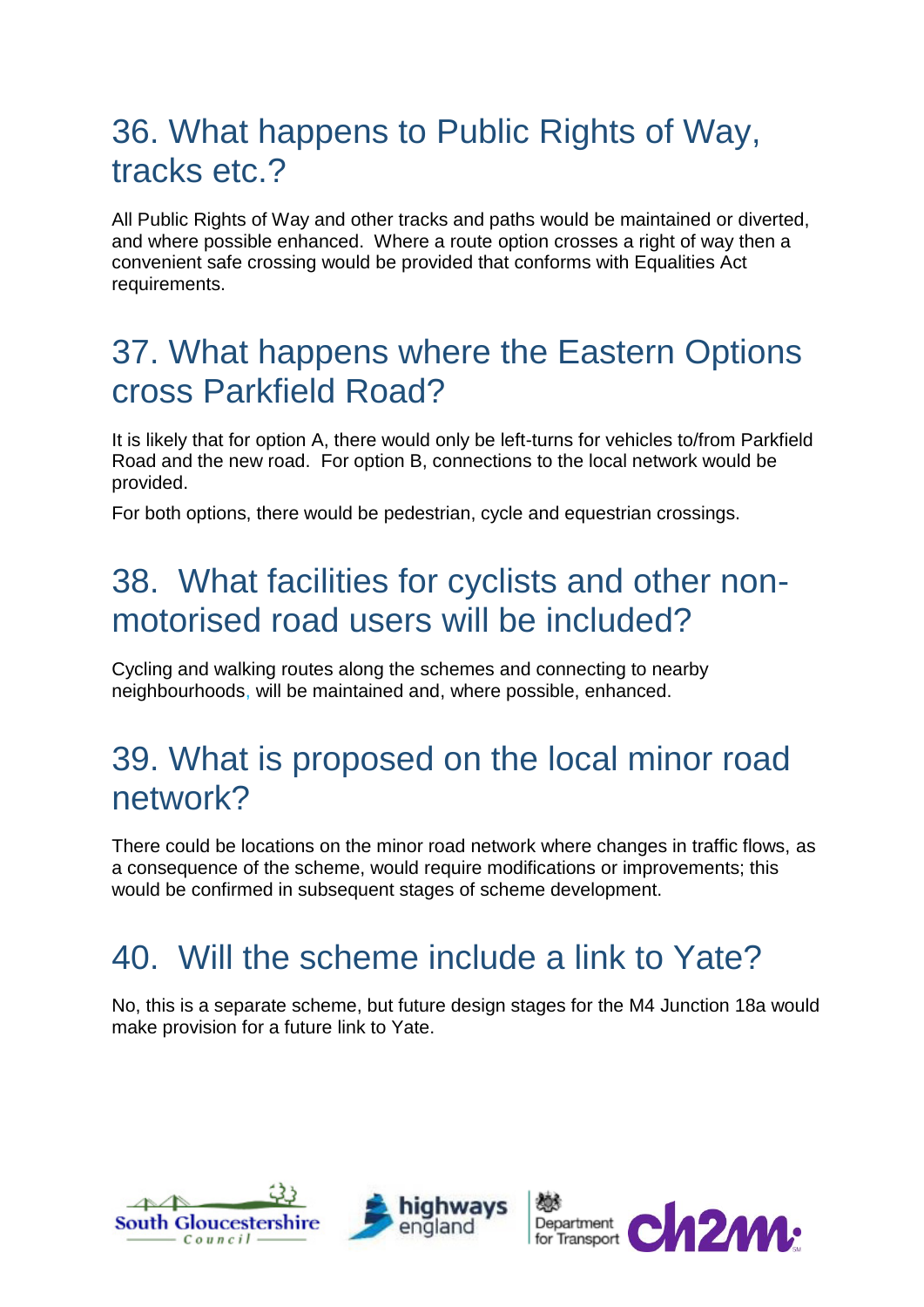## 36. What happens to Public Rights of Way, tracks etc.?

All Public Rights of Way and other tracks and paths would be maintained or diverted, and where possible enhanced. Where a route option crosses a right of way then a convenient safe crossing would be provided that conforms with Equalities Act requirements.

## 37. What happens where the Eastern Options cross Parkfield Road?

It is likely that for option A, there would only be left-turns for vehicles to/from Parkfield Road and the new road. For option B, connections to the local network would be provided.

For both options, there would be pedestrian, cycle and equestrian crossings.

## 38. What facilities for cyclists and other non-motorised road users will be included?

Cycling and walking routes along the schemes and connecting to nearby neighbourhoods, will be maintained and, where possible, enhanced.

## 39. What is proposed on the local minor road network?

There could be locations on the minor road network where changes in traffic flows, as a consequence of the scheme, would require modifications or improvements; this would be confirmed in subsequent stages of scheme development.

## 40. Will the scheme include a link to Yate?

No, this is a separate scheme, but future design stages for the M4 Junction 18a would make provision for a future link to Yate.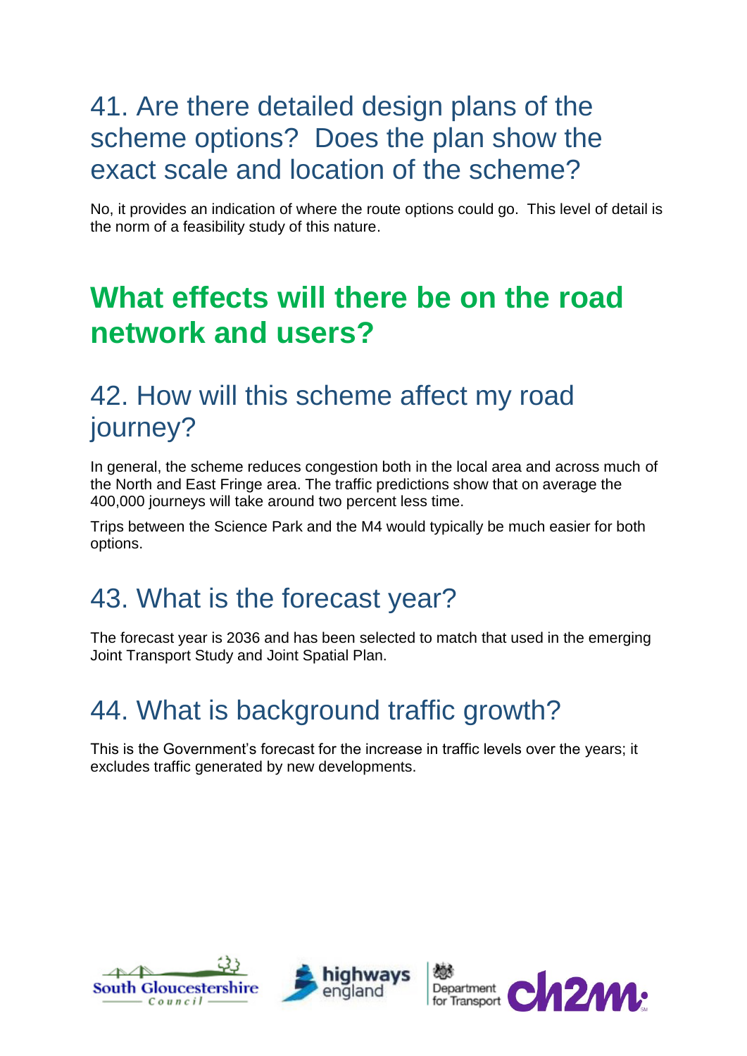## 41. Are there detailed design plans of the scheme options? Does the plan show the exact scale and location of the scheme?

No, it provides an indication of where the route options could go. This level of detail is the norm of a feasibility study of this nature.

# What effects will there be on the road network and users?

## 42. How will this scheme affect my road journey?

In general, the scheme reduces congestion both in the local area and across much of the North and East Fringe area. The traffic predictions show that on average the 400,000 journeys will take around two percent less time.

Trips between the Science Park and the M4 would typically be much easier for both options.

## 43. What is the forecast year?

The forecast year is 2036 and has been selected to match that used in the emerging Joint Transport Study and Joint Spatial Plan.

## 44. What is background traffic growth?

This is the Government's forecast for the increase in traffic levels over the years; it excludes traffic generated by new developments.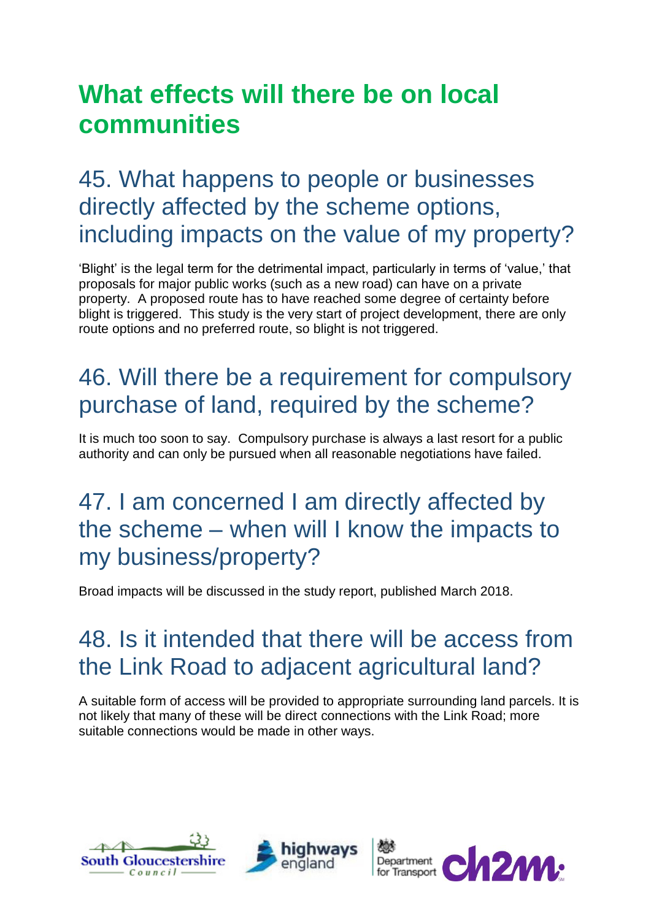# What effects will there be on local communities

## 45. What happens to people or businesses directly affected by the scheme options, including impacts on the value of my property?

'Blight' is the legal term for the detrimental impact, particularly in terms of 'value,' that proposals for major public works (such as a new road) can have on a private property. A proposed route has to have reached some degree of certainty before blight is triggered. This study is the very start of project development, there are only route options and no preferred route, so blight is not triggered.

## 46. Will there be a requirement for compulsory purchase of land, required by the scheme?

It is much too soon to say. Compulsory purchase is always a last resort for a public authority and can only be pursued when all reasonable negotiations have failed.

## 47. I am concerned I am directly affected by the scheme – when will I know the impacts to my business/property?

Broad impacts will be discussed in the study report, published March 2018.

## 48. Is it intended that there will be access from the Link Road to adjacent agricultural land?

A suitable form of access will be provided to appropriate surrounding land parcels. It is not likely that many of these will be direct connections with the Link Road; more suitable connections would be made in other ways.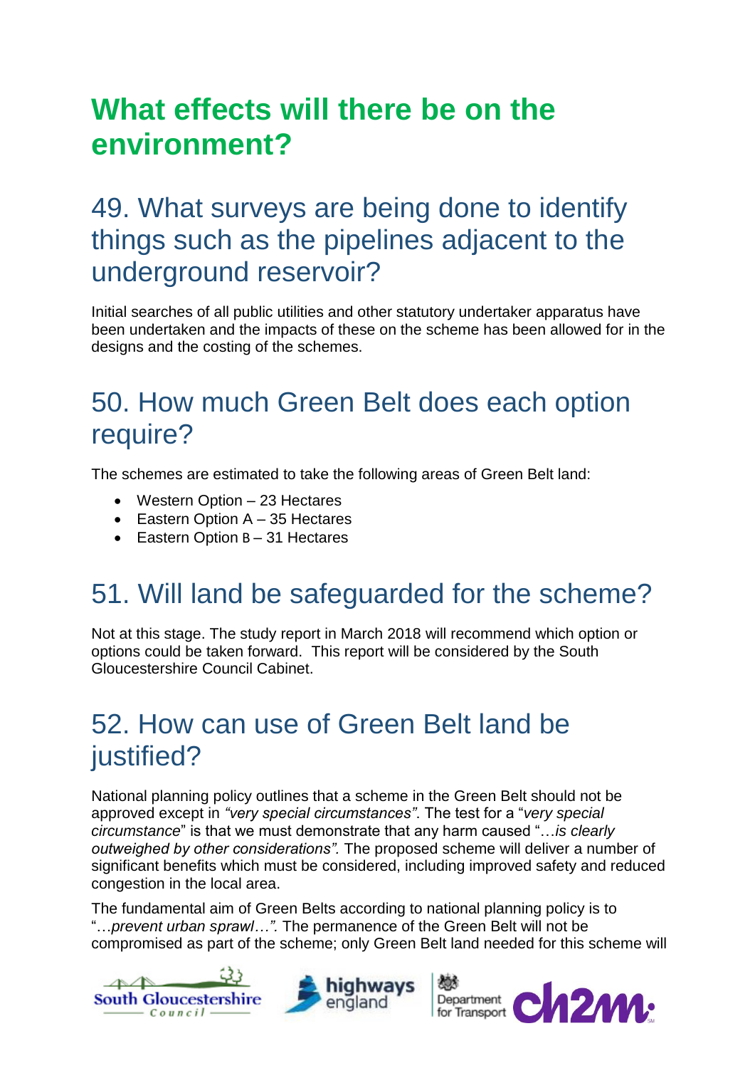# What effects will there be on the environment?

## 49. What surveys are being done to identify things such as the pipelines adjacent to the underground reservoir?

Initial searches of all public utilities and other statutory undertaker apparatus have been undertaken and the impacts of these on the scheme has been allowed for in the designs and the costing of the schemes.

## 50. How much Green Belt does each option require?

The schemes are estimated to take the following areas of Green Belt land:

- Western Option – 23 Hectares
- Eastern Option A – 35 Hectares
- Eastern Option B – 31 Hectares

## 51. Will land be safeguarded for the scheme?

Not at this stage. The study report in March 2018 will recommend which option or options could be taken forward. This report will be considered by the South Gloucestershire Council Cabinet.

## 52. How can use of Green Belt land be justified?

National planning policy outlines that a scheme in the Green Belt should not be approved except in *"very special circumstances"*. The test for a "*very special circumstance*" is that we must demonstrate that any harm caused "…*is clearly outweighed by other considerations"*. The proposed scheme will deliver a number of significant benefits which must be considered, including improved safety and reduced congestion in the local area.

The fundamental aim of Green Belts according to national planning policy is to "…*prevent urban sprawl*…*"*. The permanence of the Green Belt will not be compromised as part of the scheme; only Green Belt land needed for this scheme will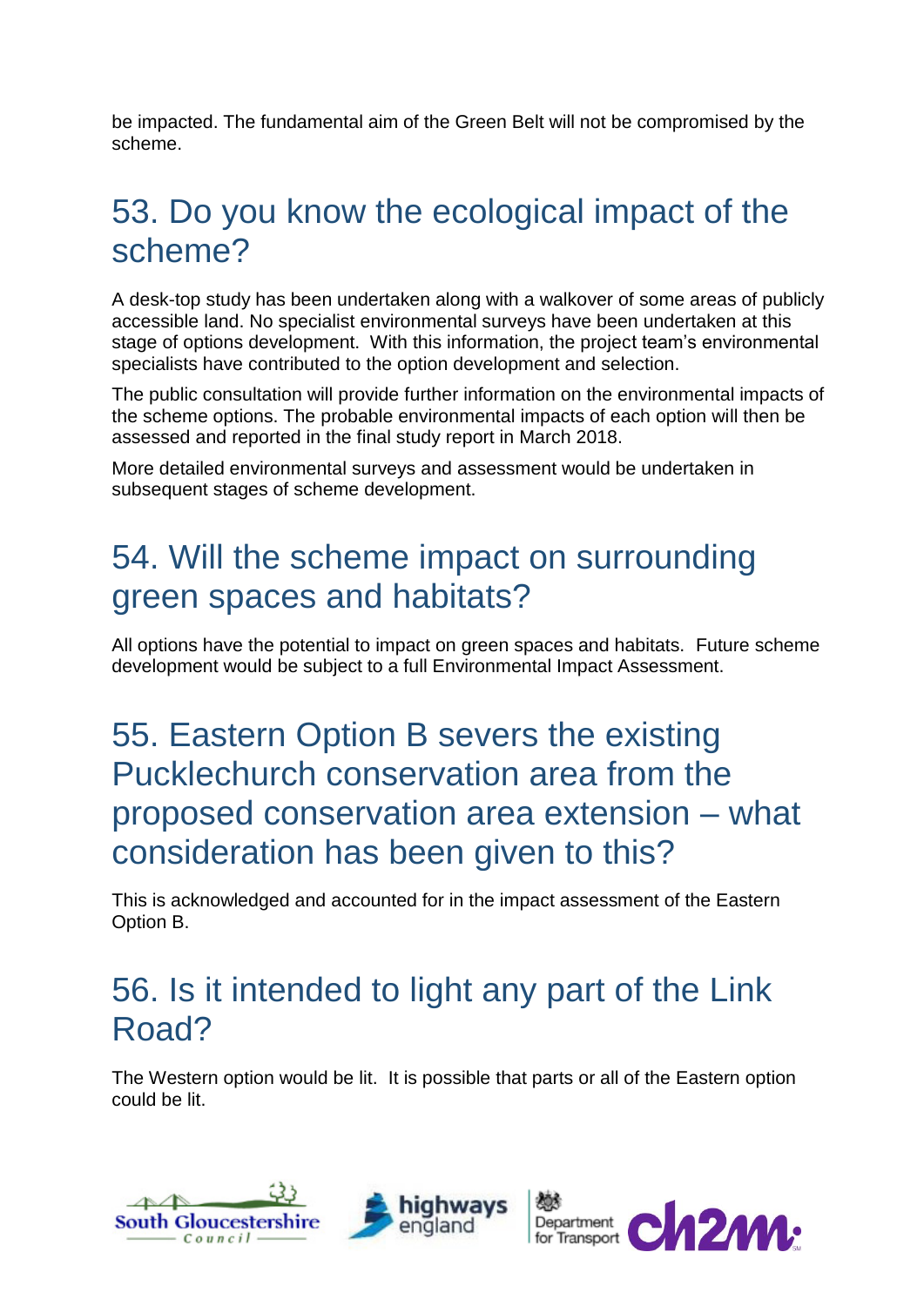be impacted. The fundamental aim of the Green Belt will not be compromised by the scheme.

## 53. Do you know the ecological impact of the scheme?

A desk-top study has been undertaken along with a walkover of some areas of publicly accessible land. No specialist environmental surveys have been undertaken at this stage of options development. With this information, the project team's environmental specialists have contributed to the option development and selection.

The public consultation will provide further information on the environmental impacts of the scheme options. The probable environmental impacts of each option will then be assessed and reported in the final study report in March 2018.

More detailed environmental surveys and assessment would be undertaken in subsequent stages of scheme development.

## 54. Will the scheme impact on surrounding green spaces and habitats?

All options have the potential to impact on green spaces and habitats. Future scheme development would be subject to a full Environmental Impact Assessment.

## 55. Eastern Option B severs the existing Pucklechurch conservation area from the proposed conservation area extension – what consideration has been given to this?

This is acknowledged and accounted for in the impact assessment of the Eastern Option B.

## 56. Is it intended to light any part of the Link Road?

The Western option would be lit. It is possible that parts or all of the Eastern option could be lit.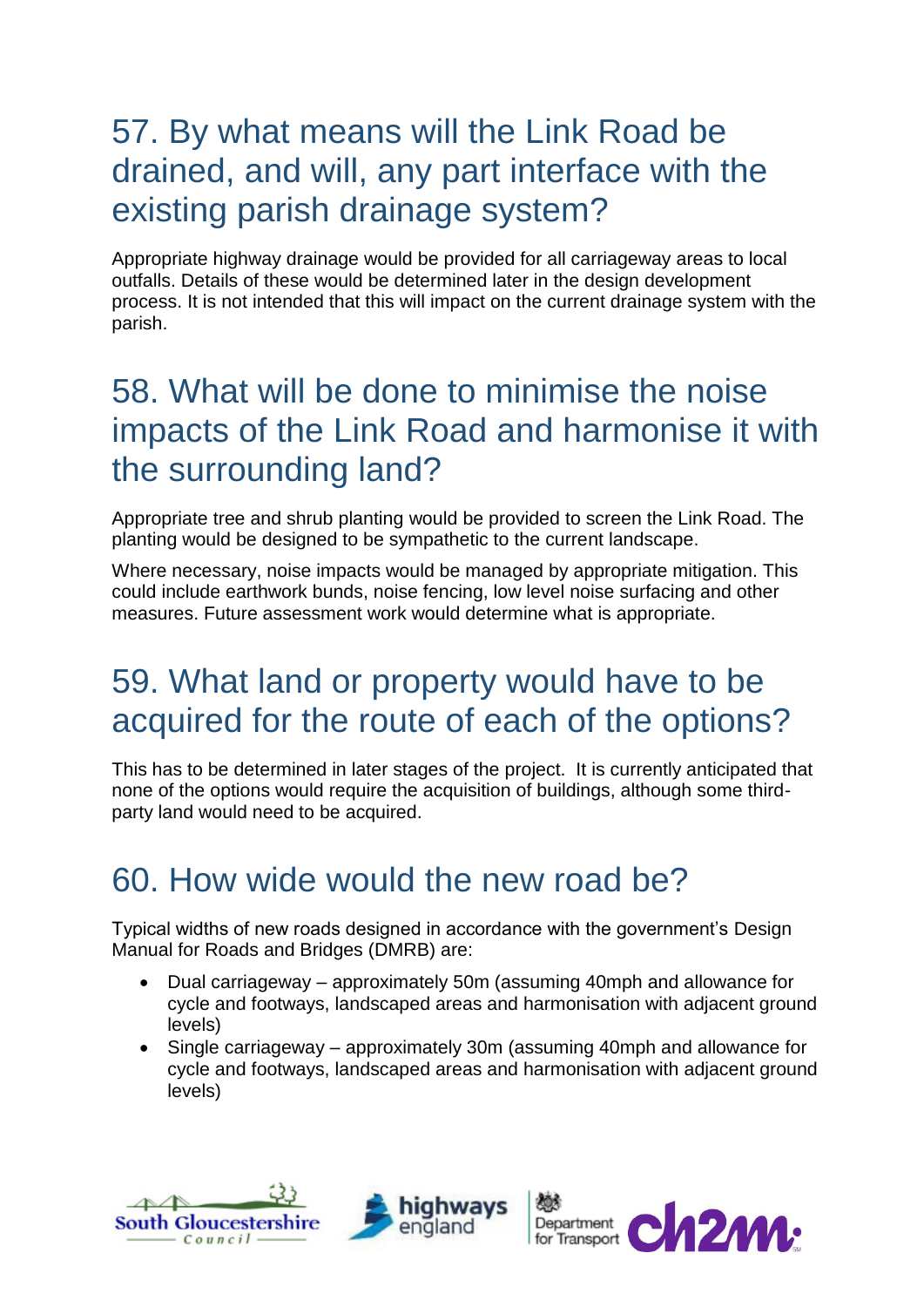## 57. By what means will the Link Road be drained, and will, any part interface with the existing parish drainage system?

Appropriate highway drainage would be provided for all carriageway areas to local outfalls. Details of these would be determined later in the design development process. It is not intended that this will impact on the current drainage system with the parish.

## 58. What will be done to minimise the noise impacts of the Link Road and harmonise it with the surrounding land?

Appropriate tree and shrub planting would be provided to screen the Link Road. The planting would be designed to be sympathetic to the current landscape.

Where necessary, noise impacts would be managed by appropriate mitigation. This could include earthwork bunds, noise fencing, low level noise surfacing and other measures. Future assessment work would determine what is appropriate.

## 59. What land or property would have to be acquired for the route of each of the options?

This has to be determined in later stages of the project. It is currently anticipated that none of the options would require the acquisition of buildings, although some third-party land would need to be acquired.

## 60. How wide would the new road be?

Typical widths of new roads designed in accordance with the government's Design Manual for Roads and Bridges (DMRB) are:

- Dual carriageway – approximately 50m (assuming 40mph and allowance for cycle and footways, landscaped areas and harmonisation with adjacent ground levels)
- Single carriageway – approximately 30m (assuming 40mph and allowance for cycle and footways, landscaped areas and harmonisation with adjacent ground levels)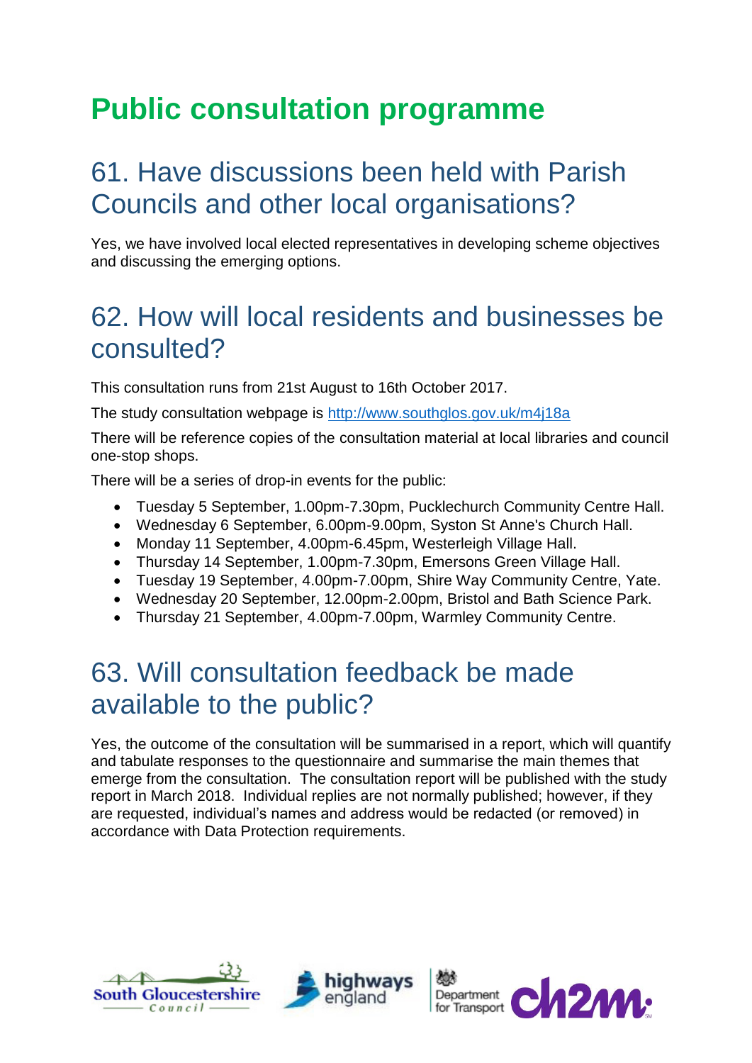# Public consultation programme

## 61. Have discussions been held with Parish Councils and other local organisations?

Yes, we have involved local elected representatives in developing scheme objectives and discussing the emerging options.

## 62. How will local residents and businesses be consulted?

This consultation runs from 21st August to 16th October 2017.

The study consultation webpage is [http://www.southglos.gov.uk/m4j18a](http://www.southglos.gov.uk/m4j18a)

There will be reference copies of the consultation material at local libraries and council one-stop shops.

There will be a series of drop-in events for the public:

- Tuesday 5 September, 1.00pm-7.30pm, Pucklechurch Community Centre Hall.
- Wednesday 6 September, 6.00pm-9.00pm, Syston St Anne's Church Hall.
- Monday 11 September, 4.00pm-6.45pm, Westerleigh Village Hall.
- Thursday 14 September, 1.00pm-7.30pm, Emersons Green Village Hall.
- Tuesday 19 September, 4.00pm-7.00pm, Shire Way Community Centre, Yate.
- Wednesday 20 September, 12.00pm-2.00pm, Bristol and Bath Science Park.
- Thursday 21 September, 4.00pm-7.00pm, Warmley Community Centre.

## 63. Will consultation feedback be made available to the public?

Yes, the outcome of the consultation will be summarised in a report, which will quantify and tabulate responses to the questionnaire and summarise the main themes that emerge from the consultation. The consultation report will be published with the study report in March 2018. Individual replies are not normally published; however, if they are requested, individual's names and address would be redacted (or removed) in accordance with Data Protection requirements.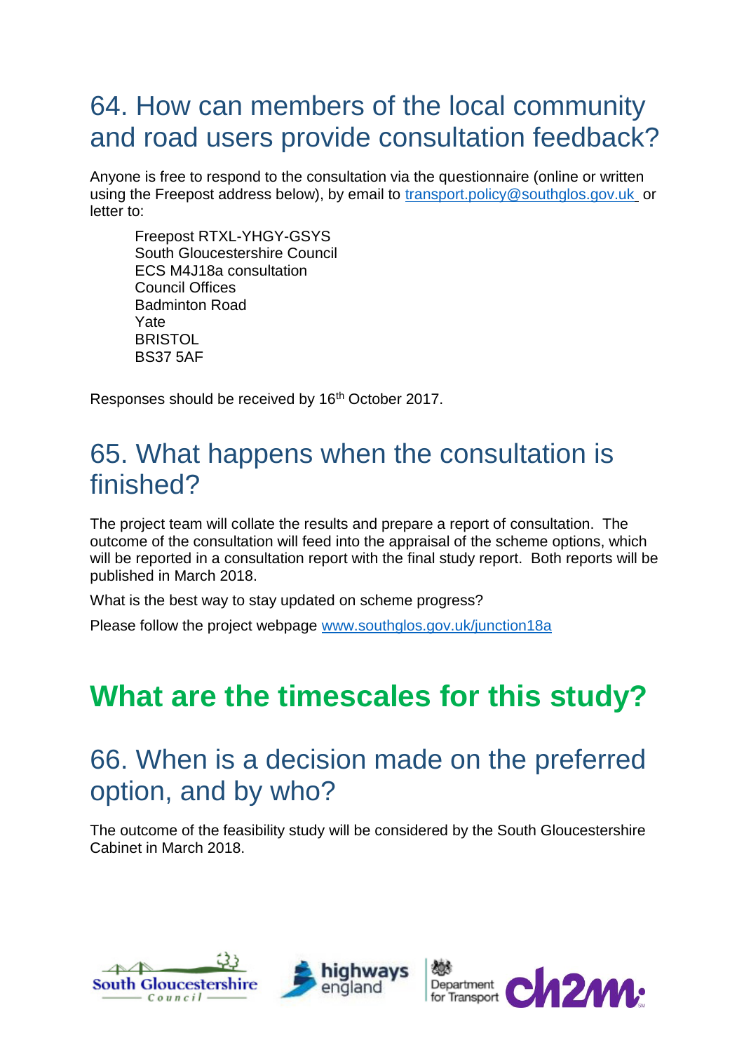## 64. How can members of the local community and road users provide consultation feedback?

Anyone is free to respond to the consultation via the questionnaire (online or written using the Freepost address below), by email to transport.policy@southglos.gov.uk or letter to:

Freepost RTXL-YHGY-GSYS
South Gloucestershire Council
ECS M4J18a consultation
Council Offices
Badminton Road
Yate
BRISTOL
BS37 5AF

Responses should be received by 16th October 2017.

## 65. What happens when the consultation is finished?

The project team will collate the results and prepare a report of consultation. The outcome of the consultation will feed into the appraisal of the scheme options, which will be reported in a consultation report with the final study report. Both reports will be published in March 2018.

What is the best way to stay updated on scheme progress?

Please follow the project webpage www.southglos.gov.uk/junction18a

# What are the timescales for this study?

## 66. When is a decision made on the preferred option, and by who?

The outcome of the feasibility study will be considered by the South Gloucestershire Cabinet in March 2018.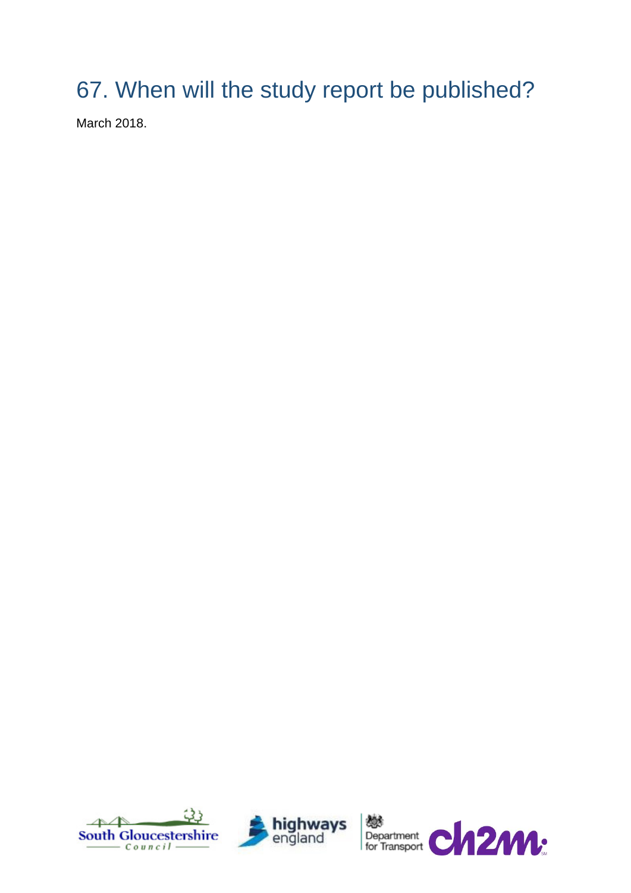# 67. When will the study report be published?

March 2018.